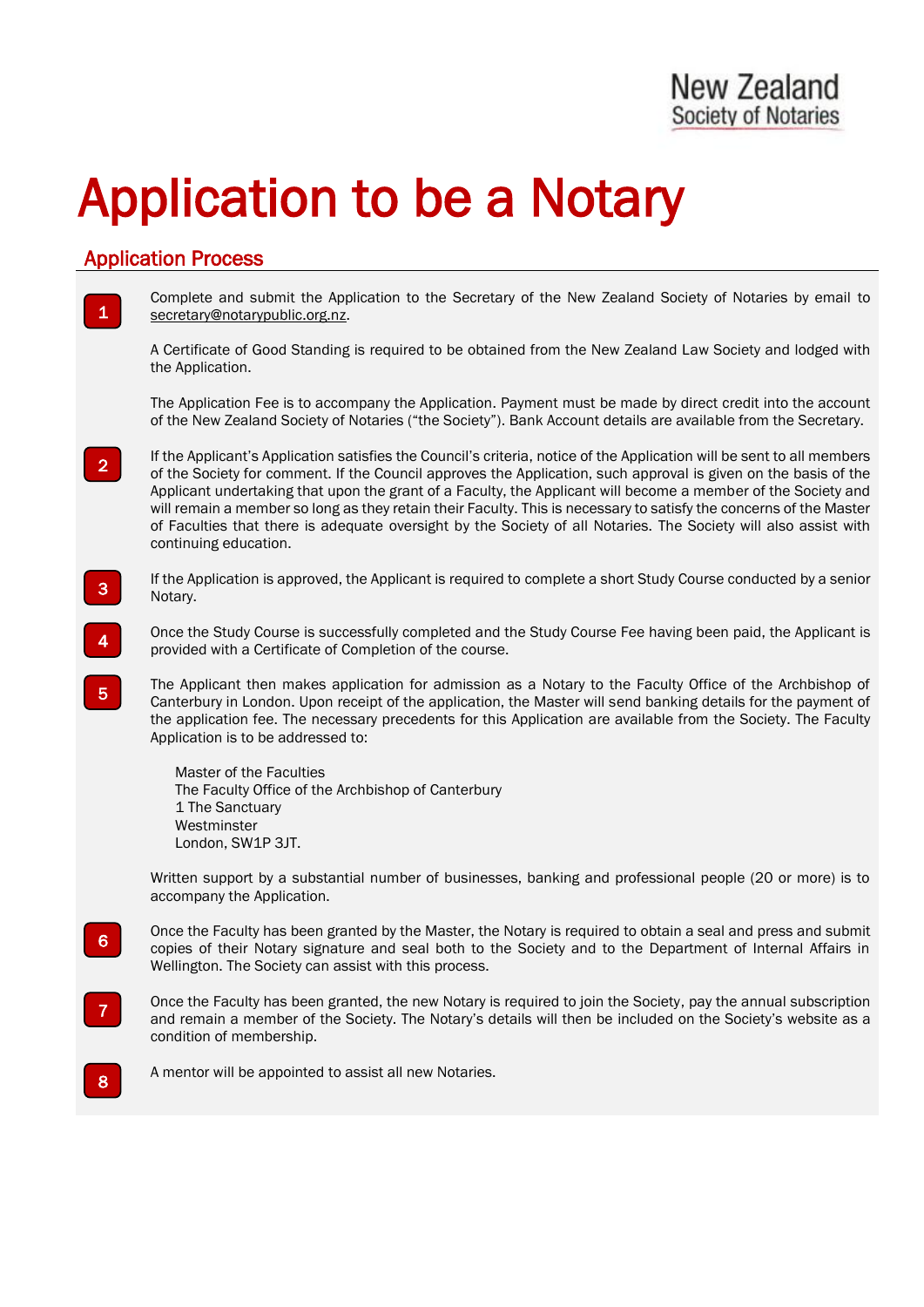New Zealand
Society of Notaries

# Application to be a Notary

## Application Process

1. Complete and submit the Application to the Secretary of the New Zealand Society of Notaries by email to secretary@notarypublic.org.nz.

   A Certificate of Good Standing is required to be obtained from the New Zealand Law Society and lodged with the Application.

   The Application Fee is to accompany the Application. Payment must be made by direct credit into the account of the New Zealand Society of Notaries (“the Society”). Bank Account details are available from the Secretary.

2. If the Applicant’s Application satisfies the Council’s criteria, notice of the Application will be sent to all members of the Society for comment. If the Council approves the Application, such approval is given on the basis of the Applicant undertaking that upon the grant of a Faculty, the Applicant will become a member of the Society and will remain a member so long as they retain their Faculty. This is necessary to satisfy the concerns of the Master of Faculties that there is adequate oversight by the Society of all Notaries. The Society will also assist with continuing education.

3. If the Application is approved, the Applicant is required to complete a short Study Course conducted by a senior Notary.

4. Once the Study Course is successfully completed and the Study Course Fee having been paid, the Applicant is provided with a Certificate of Completion of the course.

5. The Applicant then makes application for admission as a Notary to the Faculty Office of the Archbishop of Canterbury in London. Upon receipt of the application, the Master will send banking details for the payment of the application fee. The necessary precedents for this Application are available from the Society. The Faculty Application is to be addressed to:

   Master of the Faculties
   The Faculty Office of the Archbishop of Canterbury
   1 The Sanctuary
   Westminster
   London, SW1P 3JT.

   Written support by a substantial number of businesses, banking and professional people (20 or more) is to accompany the Application.

6. Once the Faculty has been granted by the Master, the Notary is required to obtain a seal and press and submit copies of their Notary signature and seal both to the Society and to the Department of Internal Affairs in Wellington. The Society can assist with this process.

7. Once the Faculty has been granted, the new Notary is required to join the Society, pay the annual subscription and remain a member of the Society. The Notary’s details will then be included on the Society’s website as a condition of membership.

8. A mentor will be appointed to assist all new Notaries.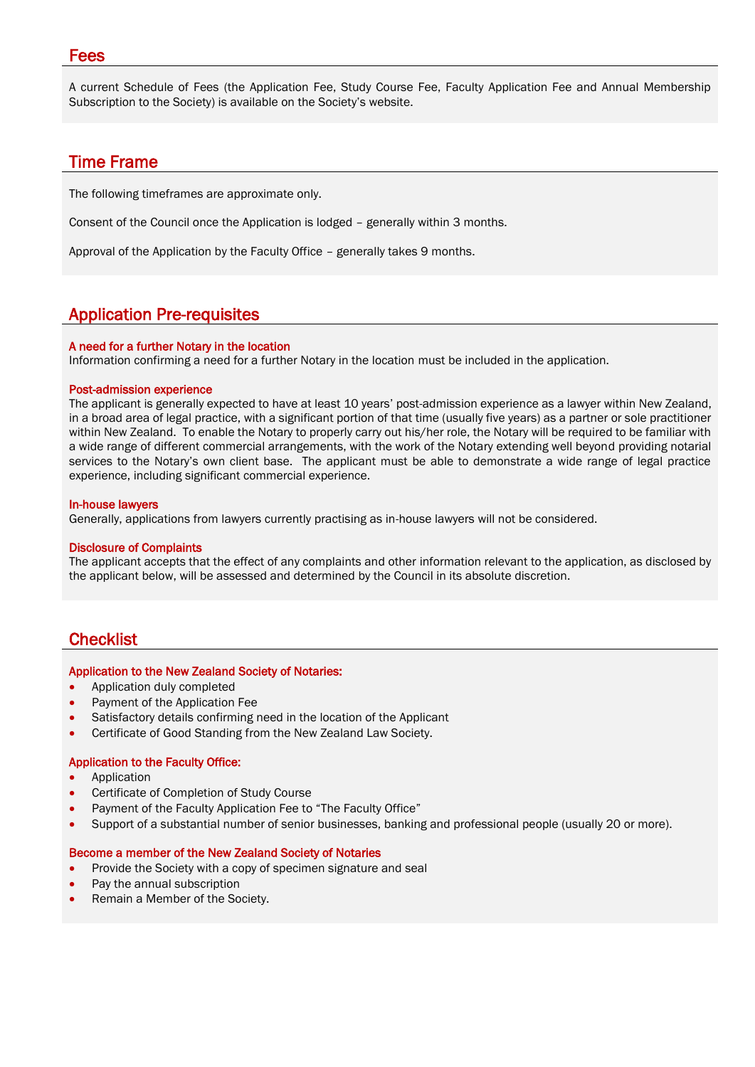## Fees

A current Schedule of Fees (the Application Fee, Study Course Fee, Faculty Application Fee and Annual Membership Subscription to the Society) is available on the Society's website.

## Time Frame

The following timeframes are approximate only.

Consent of the Council once the Application is lodged – generally within 3 months.

Approval of the Application by the Faculty Office – generally takes 9 months.

## Application Pre-requisites

### A need for a further Notary in the location

Information confirming a need for a further Notary in the location must be included in the application.

### Post-admission experience

The applicant is generally expected to have at least 10 years' post-admission experience as a lawyer within New Zealand, in a broad area of legal practice, with a significant portion of that time (usually five years) as a partner or sole practitioner within New Zealand. To enable the Notary to properly carry out his/her role, the Notary will be required to be familiar with a wide range of different commercial arrangements, with the work of the Notary extending well beyond providing notarial services to the Notary's own client base. The applicant must be able to demonstrate a wide range of legal practice experience, including significant commercial experience.

### In-house lawyers

Generally, applications from lawyers currently practising as in-house lawyers will not be considered.

### Disclosure of Complaints

The applicant accepts that the effect of any complaints and other information relevant to the application, as disclosed by the applicant below, will be assessed and determined by the Council in its absolute discretion.

## Checklist

### Application to the New Zealand Society of Notaries:

- Application duly completed
- Payment of the Application Fee
- Satisfactory details confirming need in the location of the Applicant
- Certificate of Good Standing from the New Zealand Law Society.

### Application to the Faculty Office:

- Application
- Certificate of Completion of Study Course
- Payment of the Faculty Application Fee to "The Faculty Office"
- Support of a substantial number of senior businesses, banking and professional people (usually 20 or more).

### Become a member of the New Zealand Society of Notaries

- Provide the Society with a copy of specimen signature and seal
- Pay the annual subscription
- Remain a Member of the Society.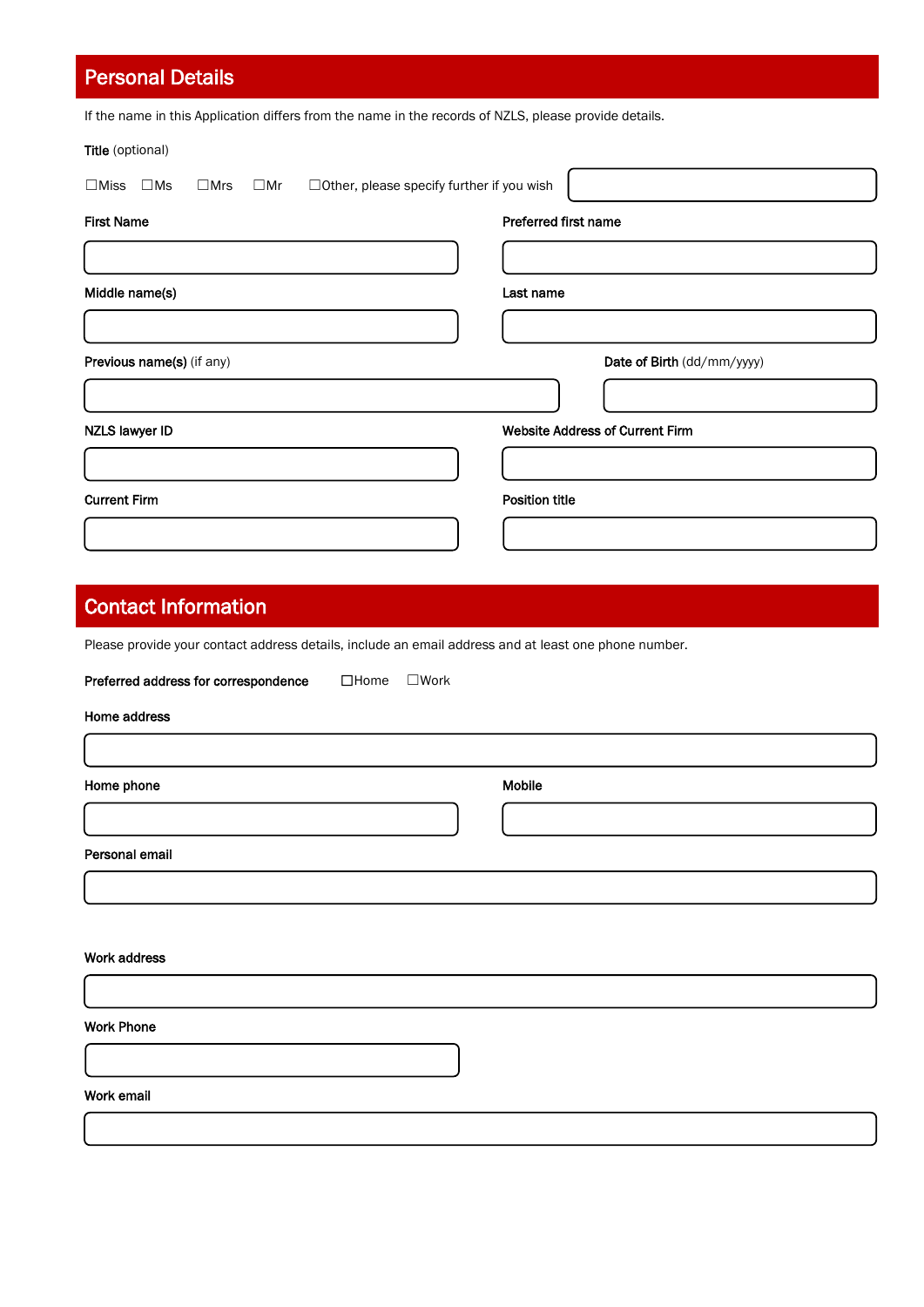## Personal Details

If the name in this Application differs from the name in the records of NZLS, please provide details.

**Title** (optional)

☐Miss ☐Ms ☐Mrs ☐Mr ☐Other, please specify further if you wish

**First Name**

**Preferred first name**

**Middle name(s)**

**Last name**

**Previous name(s)** (if any)

**Date of Birth** (dd/mm/yyyy)

**NZLS lawyer ID**

**Website Address of Current Firm**

**Current Firm**

**Position title**

## Contact Information

Please provide your contact address details, include an email address and at least one phone number.

**Preferred address for correspondence** ☐Home ☐Work

**Home address**

**Home phone**

**Mobile**

**Personal email**

**Work address**

**Work Phone**

**Work email**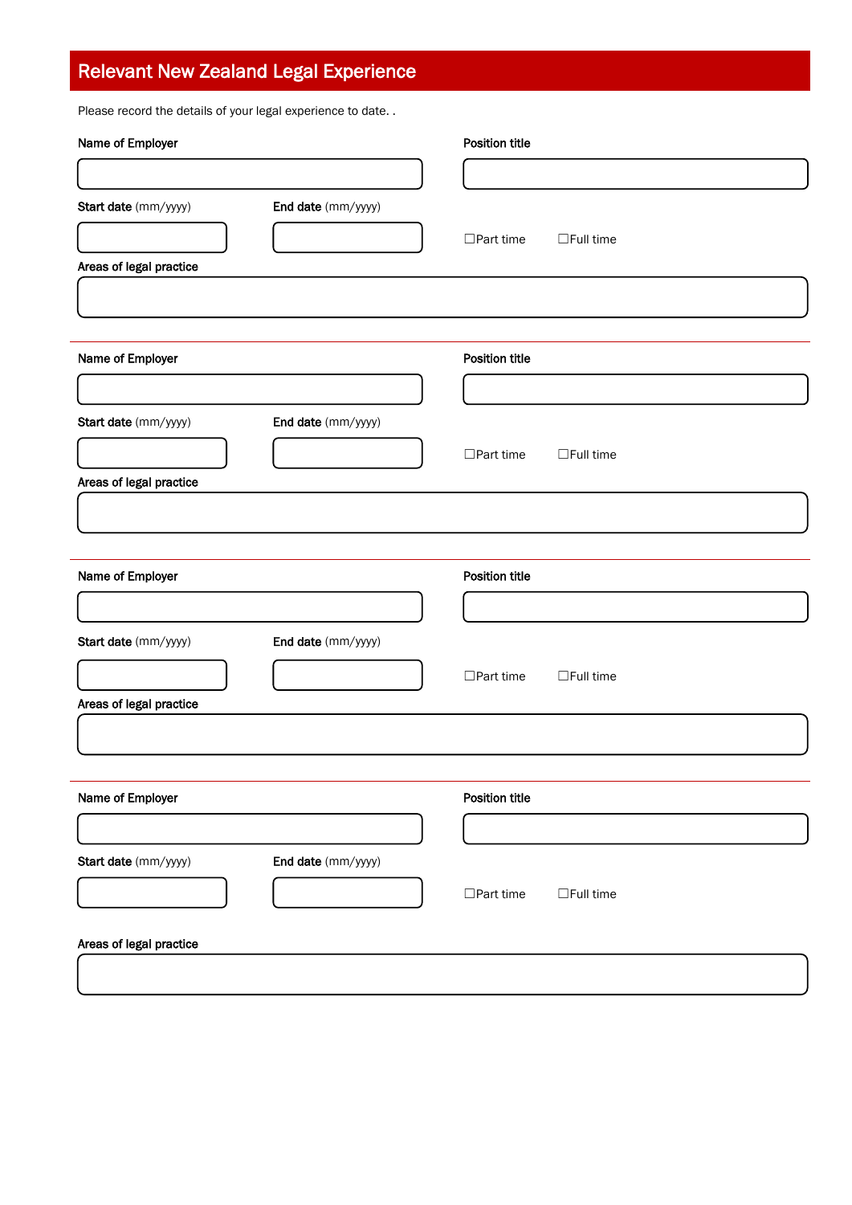## Relevant New Zealand Legal Experience

Please record the details of your legal experience to date. .

**Name of Employer**

**Position title**

**Start date** (mm/yyyy)

**End date** (mm/yyyy)

☐Part time ☐Full time

**Areas of legal practice**

---

**Name of Employer**

**Position title**

**Start date** (mm/yyyy)

**End date** (mm/yyyy)

☐Part time ☐Full time

**Areas of legal practice**

---

**Name of Employer**

**Position title**

**Start date** (mm/yyyy)

**End date** (mm/yyyy)

☐Part time ☐Full time

**Areas of legal practice**

---

**Name of Employer**

**Position title**

**Start date** (mm/yyyy)

**End date** (mm/yyyy)

☐Part time ☐Full time

**Areas of legal practice**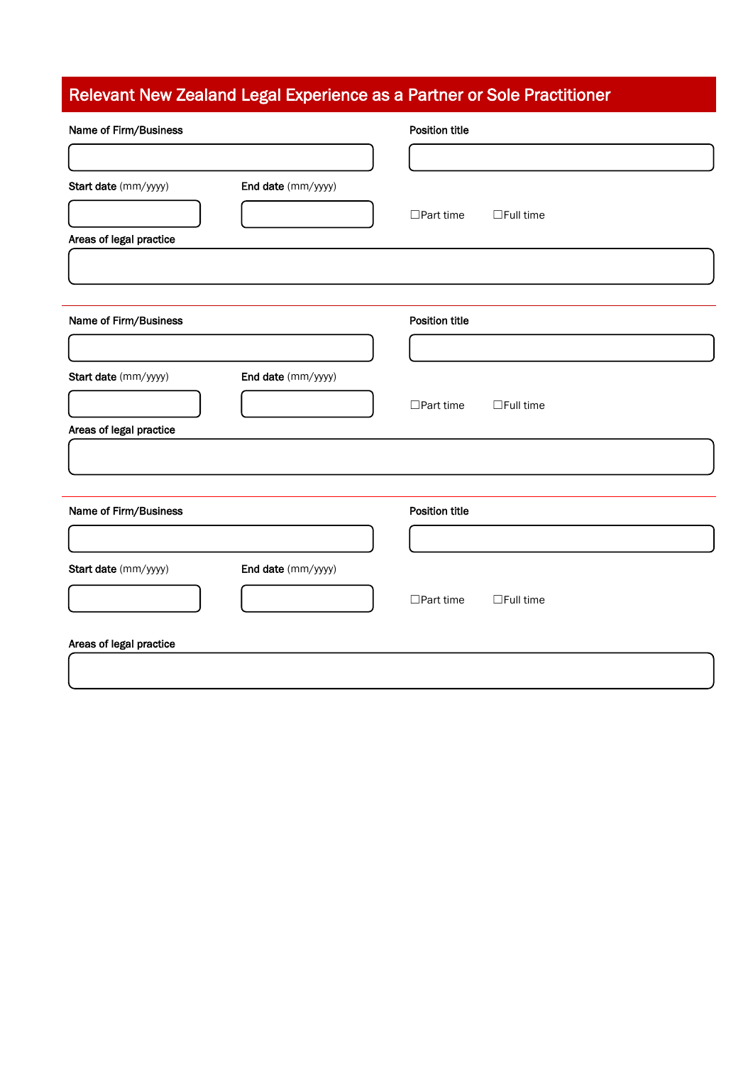## Relevant New Zealand Legal Experience as a Partner or Sole Practitioner

**Name of Firm/Business**

**Position title**

**Start date** (mm/yyyy)

**End date** (mm/yyyy)

☐Part time ☐Full time

**Areas of legal practice**

---

**Name of Firm/Business**

**Position title**

**Start date** (mm/yyyy)

**End date** (mm/yyyy)

☐Part time ☐Full time

**Areas of legal practice**

---

**Name of Firm/Business**

**Position title**

**Start date** (mm/yyyy)

**End date** (mm/yyyy)

☐Part time ☐Full time

**Areas of legal practice**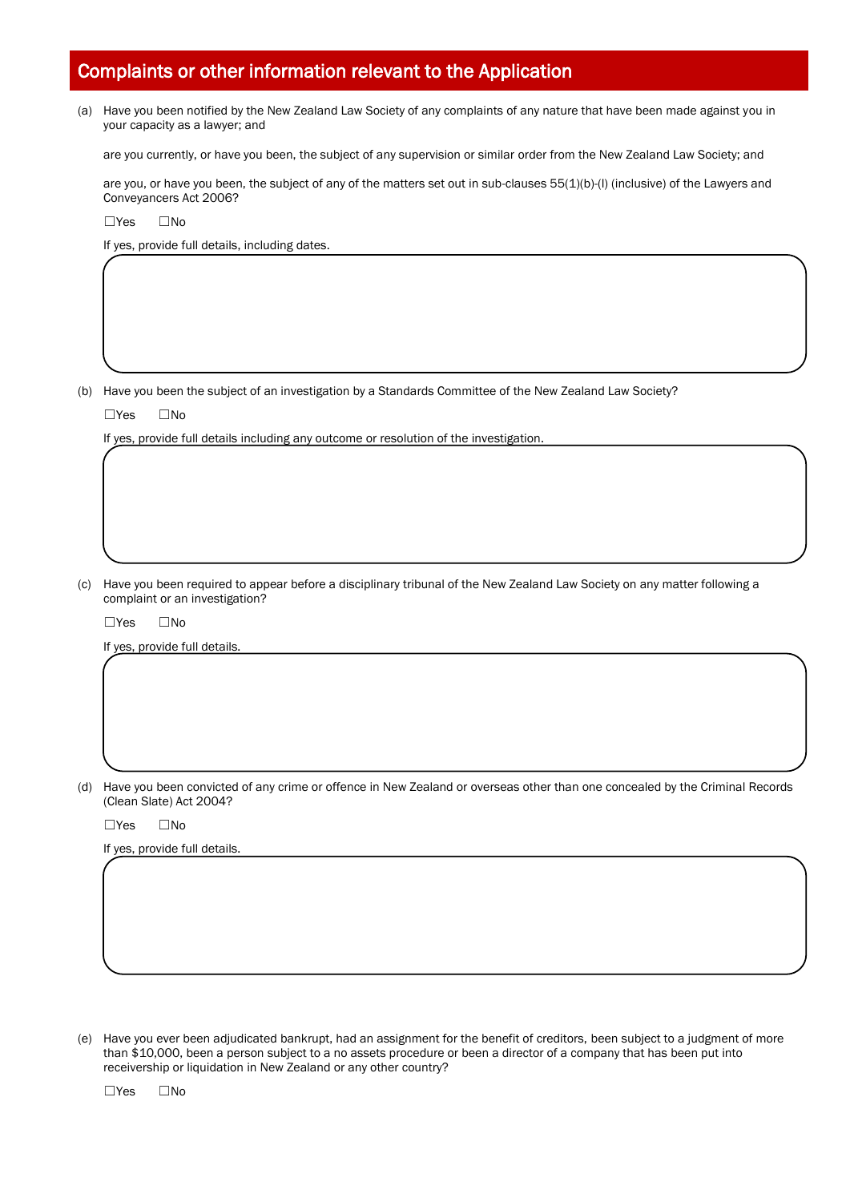## Complaints or other information relevant to the Application

(a) Have you been notified by the New Zealand Law Society of any complaints of any nature that have been made against you in your capacity as a lawyer; and

are you currently, or have you been, the subject of any supervision or similar order from the New Zealand Law Society; and

are you, or have you been, the subject of any of the matters set out in sub-clauses 55(1)(b)-(l) (inclusive) of the Lawyers and Conveyancers Act 2006?

☐Yes ☐No

If yes, provide full details, including dates.

(b) Have you been the subject of an investigation by a Standards Committee of the New Zealand Law Society?

☐Yes ☐No

If yes, provide full details including any outcome or resolution of the investigation.

(c) Have you been required to appear before a disciplinary tribunal of the New Zealand Law Society on any matter following a complaint or an investigation?

☐Yes ☐No

If yes, provide full details.

(d) Have you been convicted of any crime or offence in New Zealand or overseas other than one concealed by the Criminal Records (Clean Slate) Act 2004?

☐Yes ☐No

If yes, provide full details.

(e) Have you ever been adjudicated bankrupt, had an assignment for the benefit of creditors, been subject to a judgment of more than $10,000, been a person subject to a no assets procedure or been a director of a company that has been put into receivership or liquidation in New Zealand or any other country?

☐Yes ☐No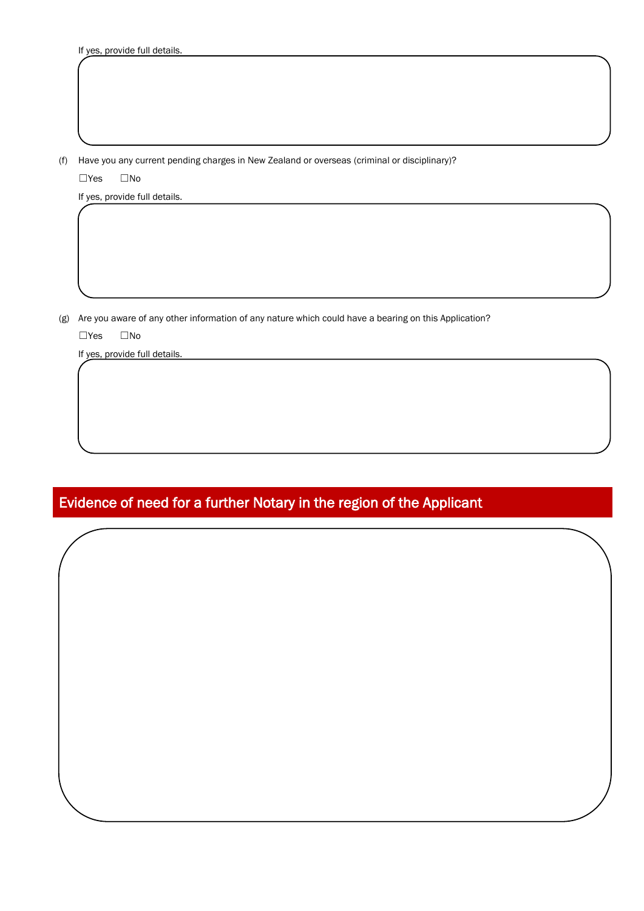If yes, provide full details.

(f) Have you any current pending charges in New Zealand or overseas (criminal or disciplinary)?

☐Yes ☐No

If yes, provide full details.

(g) Are you aware of any other information of any nature which could have a bearing on this Application?

☐Yes ☐No

If yes, provide full details.

## Evidence of need for a further Notary in the region of the Applicant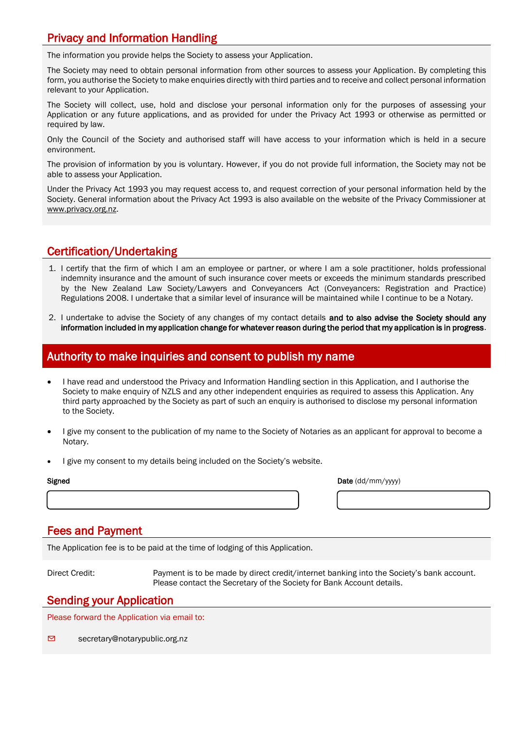## Privacy and Information Handling

The information you provide helps the Society to assess your Application.

The Society may need to obtain personal information from other sources to assess your Application. By completing this form, you authorise the Society to make enquiries directly with third parties and to receive and collect personal information relevant to your Application.

The Society will collect, use, hold and disclose your personal information only for the purposes of assessing your Application or any future applications, and as provided for under the Privacy Act 1993 or otherwise as permitted or required by law.

Only the Council of the Society and authorised staff will have access to your information which is held in a secure environment.

The provision of information by you is voluntary. However, if you do not provide full information, the Society may not be able to assess your Application.

Under the Privacy Act 1993 you may request access to, and request correction of your personal information held by the Society. General information about the Privacy Act 1993 is also available on the website of the Privacy Commissioner at www.privacy.org.nz.

## Certification/Undertaking

1. I certify that the firm of which I am an employee or partner, or where I am a sole practitioner, holds professional indemnity insurance and the amount of such insurance cover meets or exceeds the minimum standards prescribed by the New Zealand Law Society/Lawyers and Conveyancers Act (Conveyancers: Registration and Practice) Regulations 2008. I undertake that a similar level of insurance will be maintained while I continue to be a Notary.
2. I undertake to advise the Society of any changes of my contact details **and to also advise the Society should any information included in my application change for whatever reason during the period that my application is in progress**.

## Authority to make inquiries and consent to publish my name

- I have read and understood the Privacy and Information Handling section in this Application, and I authorise the Society to make enquiry of NZLS and any other independent enquiries as required to assess this Application. Any third party approached by the Society as part of such an enquiry is authorised to disclose my personal information to the Society.
- I give my consent to the publication of my name to the Society of Notaries as an applicant for approval to become a Notary.
- I give my consent to my details being included on the Society's website.

**Signed**

**Date** (dd/mm/yyyy)

## Fees and Payment

The Application fee is to be paid at the time of lodging of this Application.

Direct Credit: Payment is to be made by direct credit/internet banking into the Society's bank account. Please contact the Secretary of the Society for Bank Account details.

## Sending your Application

Please forward the Application via email to:

secretary@notarypublic.org.nz